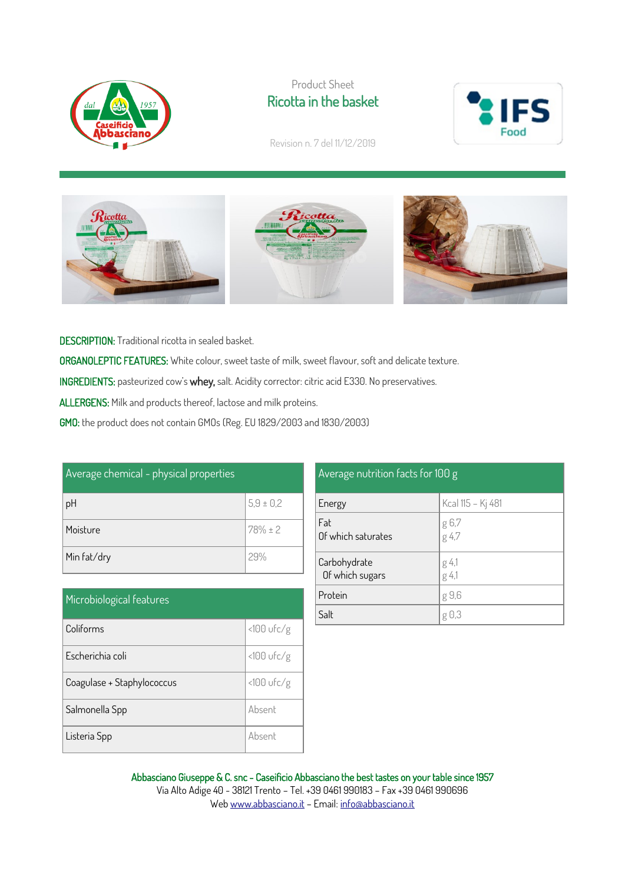Product Sheet

# Ricotta in the basket

Revision n. 7 del 11/12/2019

**DESCRIPTION:** Traditional ricotta in sealed basket.

**ORGANOLEPTIC FEATURES:** White colour, sweet taste of milk, sweet flavour, soft and delicate texture.

**INGREDIENTS:** pasteurized cow's **whey,** salt. Acidity corrector: citric acid E330. No preservatives.

**ALLERGENS:** Milk and products thereof, lactose and milk proteins.

**GMO:** the product does not contain GMOs (Reg. EU 1829/2003 and 1830/2003)

| Average chemical - physical properties | |
|---|---|
| pH | 5,9 ± 0,2 |
| Moisture | 78% ± 2 |
| Min fat/dry | 29% |

| Microbiological features | |
|---|---|
| Coliforms | <100 ufc/g |
| Escherichia coli | <100 ufc/g |
| Coagulase + Staphylococcus | <100 ufc/g |
| Salmonella Spp | Absent |
| Listeria Spp | Absent |

| Average nutrition facts for 100 g | |
|---|---|
| Energy | Kcal 115 – Kj 481 |
| Fat<br>Of which saturates | g 6,7<br>g 4,7 |
| Carbohydrate<br>Of which sugars | g 4,1<br>g 4,1 |
| Protein | g 9,6 |
| Salt | g 0,3 |

**Abbasciano Giuseppe & C. snc – Caseificio Abbasciano the best tastes on your table since 1957**
Via Alto Adige 40 - 38121 Trento – Tel. +39 0461 990183 – Fax +39 0461 990696
Web www.abbasciano.it – Email: info@abbasciano.it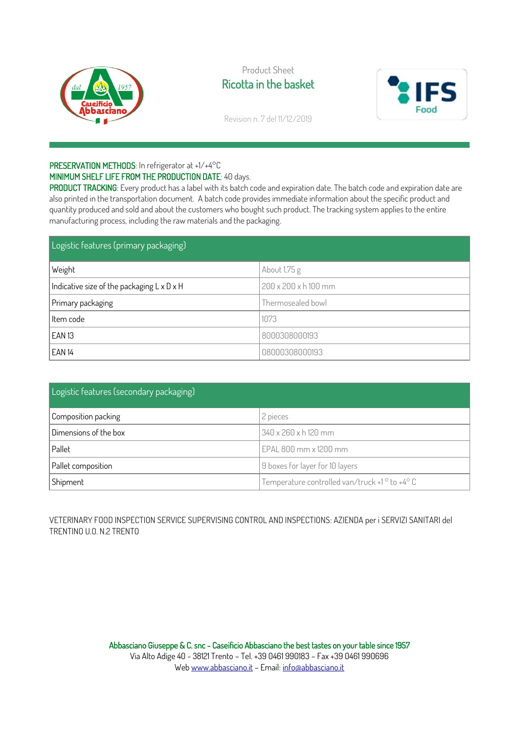Product Sheet

# Ricotta in the basket

Revision n. 7 del 11/12/2019

**PRESERVATION METHODS**: In refrigerator at +1/+4°C
**MINIMUM SHELF LIFE FROM THE PRODUCTION DATE**: 40 days.
**PRODUCT TRACKING**: Every product has a label with its batch code and expiration date. The batch code and expiration date are also printed in the transportation document. A batch code provides immediate information about the specific product and quantity produced and sold and about the customers who bought such product. The tracking system applies to the entire manufacturing process, including the raw materials and the packaging.

| Logistic features (primary packaging) | |
|---|---|
| Weight | About 1,75 g |
| Indicative size of the packaging L x D x H | 200 x 200 x h 100 mm |
| Primary packaging | Thermosealed bowl |
| Item code | 1073 |
| EAN 13 | 8000308000193 |
| EAN 14 | 08000308000193 |

| Logistic features (secondary packaging) | |
|---|---|
| Composition packing | 2 pieces |
| Dimensions of the box | 340 x 260 x h 120 mm |
| Pallet | EPAL 800 mm x 1200 mm |
| Pallet composition | 9 boxes for layer for 10 layers |
| Shipment | Temperature controlled van/truck +1 ° to +4° C |

VETERINARY FOOD INSPECTION SERVICE SUPERVISING CONTROL AND INSPECTIONS: AZIENDA per i SERVIZI SANITARI del TRENTINO U.O. N.2 TRENTO

**Abbasciano Giuseppe & C. snc – Caseificio Abbasciano the best tastes on your table since 1957**
Via Alto Adige 40 - 38121 Trento – Tel. +39 0461 990183 – Fax +39 0461 990696
Web www.abbasciano.it – Email: info@abbasciano.it